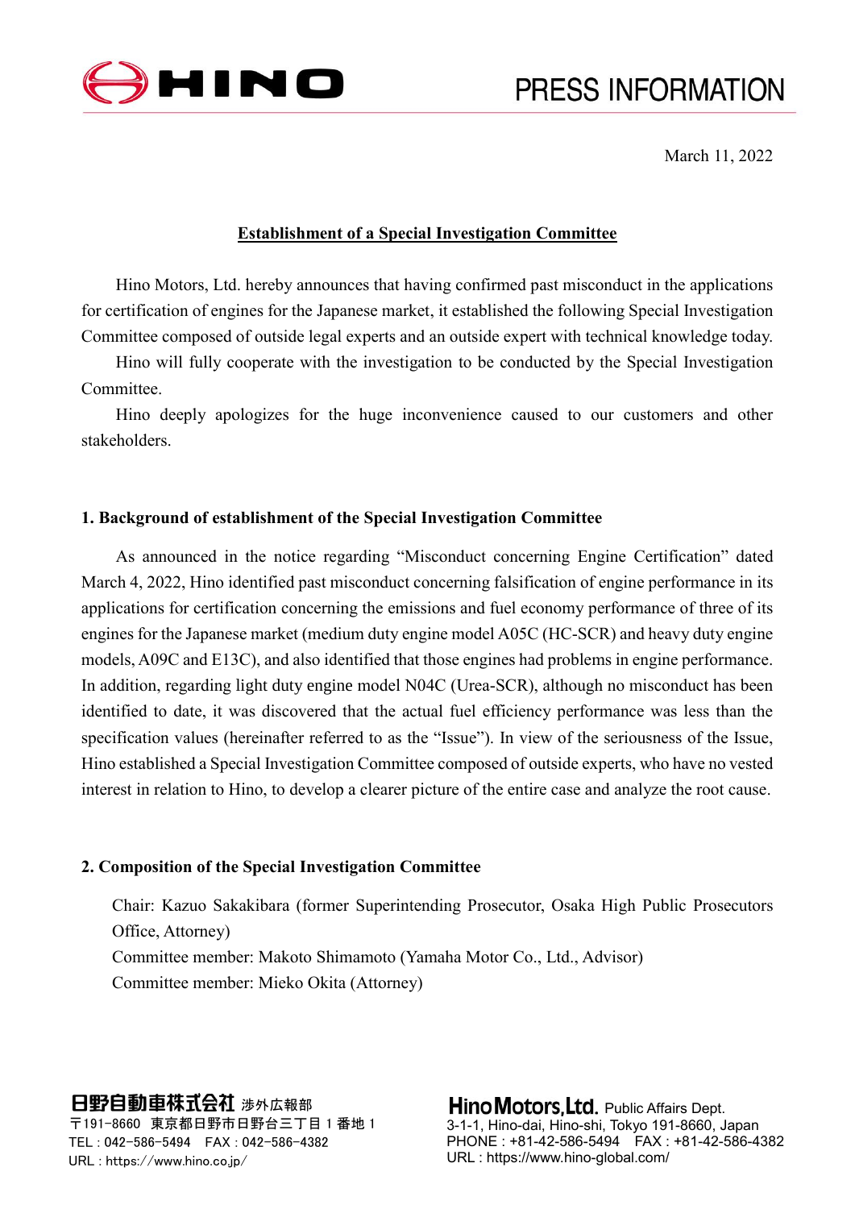HINO

PRESS INFORMATION

March 11, 2022

# Establishment of a Special Investigation Committee

Hino Motors, Ltd. hereby announces that having confirmed past misconduct in the applications for certification of engines for the Japanese market, it established the following Special Investigation Committee composed of outside legal experts and an outside expert with technical knowledge today.

Hino will fully cooperate with the investigation to be conducted by the Special Investigation Committee.

Hino deeply apologizes for the huge inconvenience caused to our customers and other stakeholders.

## 1. Background of establishment of the Special Investigation Committee

As announced in the notice regarding "Misconduct concerning Engine Certification" dated March 4, 2022, Hino identified past misconduct concerning falsification of engine performance in its applications for certification concerning the emissions and fuel economy performance of three of its engines for the Japanese market (medium duty engine model A05C (HC-SCR) and heavy duty engine models, A09C and E13C), and also identified that those engines had problems in engine performance. In addition, regarding light duty engine model N04C (Urea-SCR), although no misconduct has been identified to date, it was discovered that the actual fuel efficiency performance was less than the specification values (hereinafter referred to as the "Issue"). In view of the seriousness of the Issue, Hino established a Special Investigation Committee composed of outside experts, who have no vested interest in relation to Hino, to develop a clearer picture of the entire case and analyze the root cause.

## 2. Composition of the Special Investigation Committee

Chair: Kazuo Sakakibara (former Superintending Prosecutor, Osaka High Public Prosecutors Office, Attorney)
Committee member: Makoto Shimamoto (Yamaha Motor Co., Ltd., Advisor)
Committee member: Mieko Okita (Attorney)

日野自動車株式会社 渉外広報部
〒191-8660 東京都日野市日野台三丁目１番地１
TEL : 042-586-5494 FAX : 042-586-4382
URL : https://www.hino.co.jp/

Hino Motors, Ltd. Public Affairs Dept.
3-1-1, Hino-dai, Hino-shi, Tokyo 191-8660, Japan
PHONE : +81-42-586-5494 FAX : +81-42-586-4382
URL : https://www.hino-global.com/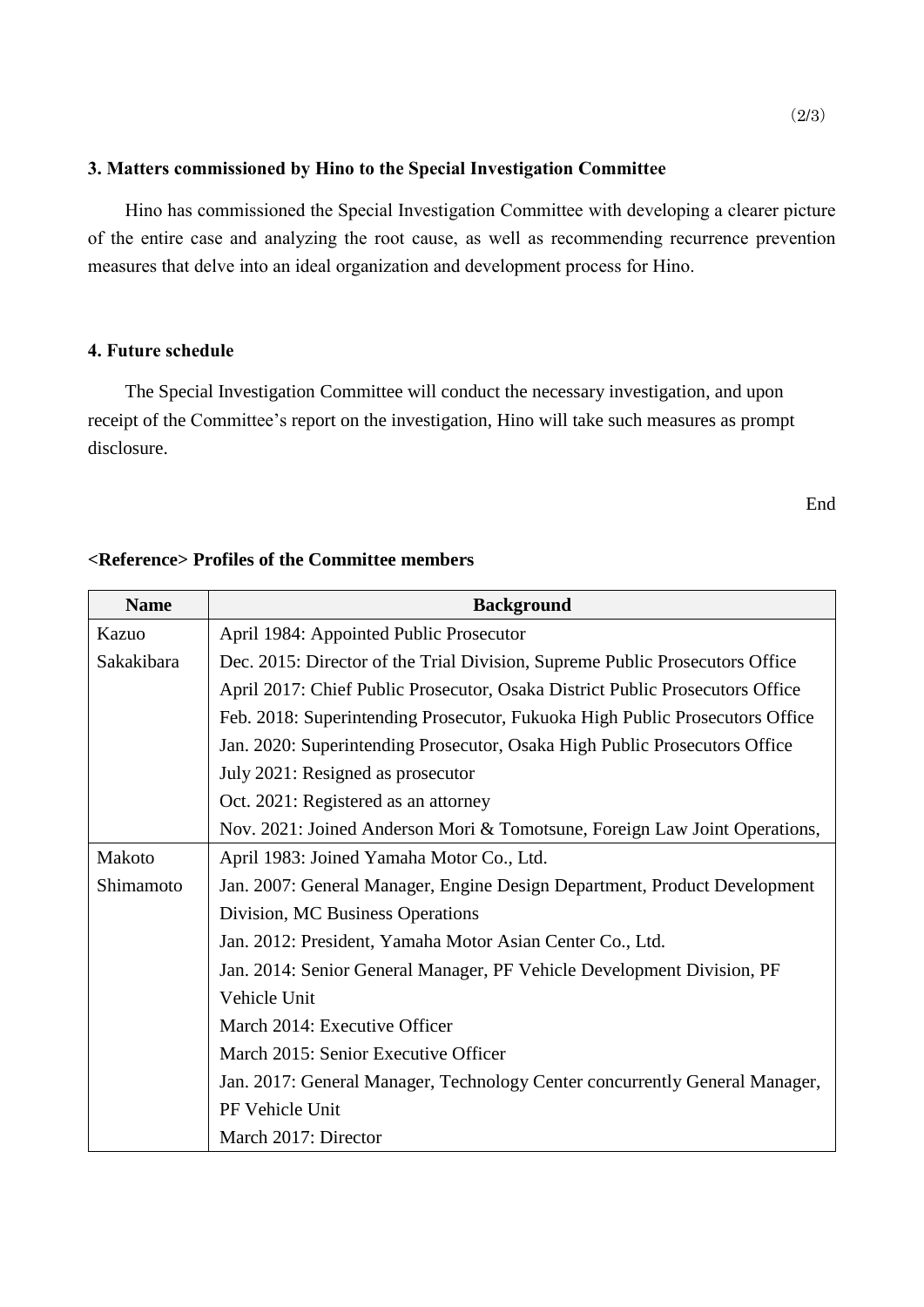### 3. Matters commissioned by Hino to the Special Investigation Committee

Hino has commissioned the Special Investigation Committee with developing a clearer picture of the entire case and analyzing the root cause, as well as recommending recurrence prevention measures that delve into an ideal organization and development process for Hino.

### 4. Future schedule

The Special Investigation Committee will conduct the necessary investigation, and upon receipt of the Committee's report on the investigation, Hino will take such measures as prompt disclosure.

End

**<Reference> Profiles of the Committee members**

| Name | Background |
|---|---|
| Kazuo Sakakibara | April 1984: Appointed Public Prosecutor<br>Dec. 2015: Director of the Trial Division, Supreme Public Prosecutors Office<br>April 2017: Chief Public Prosecutor, Osaka District Public Prosecutors Office<br>Feb. 2018: Superintending Prosecutor, Fukuoka High Public Prosecutors Office<br>Jan. 2020: Superintending Prosecutor, Osaka High Public Prosecutors Office<br>July 2021: Resigned as prosecutor<br>Oct. 2021: Registered as an attorney<br>Nov. 2021: Joined Anderson Mori & Tomotsune, Foreign Law Joint Operations, |
| Makoto Shimamoto | April 1983: Joined Yamaha Motor Co., Ltd.<br>Jan. 2007: General Manager, Engine Design Department, Product Development Division, MC Business Operations<br>Jan. 2012: President, Yamaha Motor Asian Center Co., Ltd.<br>Jan. 2014: Senior General Manager, PF Vehicle Development Division, PF Vehicle Unit<br>March 2014: Executive Officer<br>March 2015: Senior Executive Officer<br>Jan. 2017: General Manager, Technology Center concurrently General Manager, PF Vehicle Unit<br>March 2017: Director |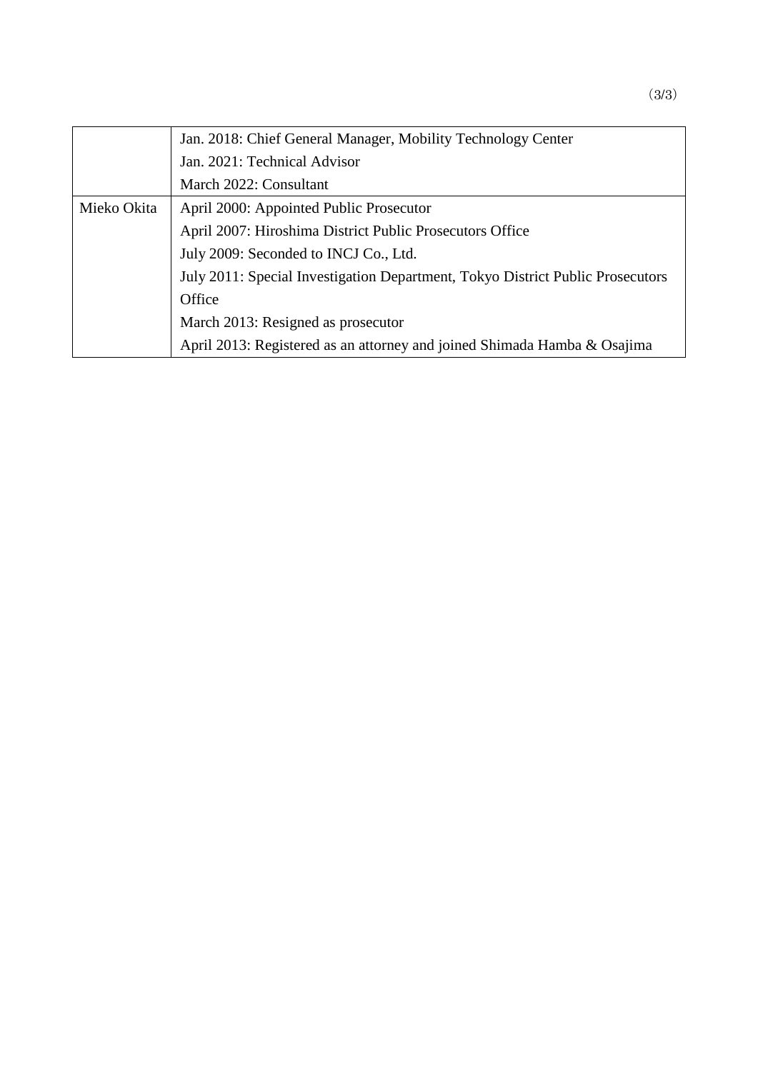| | |
|---|---|
| | Jan. 2018: Chief General Manager, Mobility Technology Center<br>Jan. 2021: Technical Advisor<br>March 2022: Consultant |
| Mieko Okita | April 2000: Appointed Public Prosecutor<br>April 2007: Hiroshima District Public Prosecutors Office<br>July 2009: Seconded to INCJ Co., Ltd.<br>July 2011: Special Investigation Department, Tokyo District Public Prosecutors Office<br>March 2013: Resigned as prosecutor<br>April 2013: Registered as an attorney and joined Shimada Hamba & Osajima |